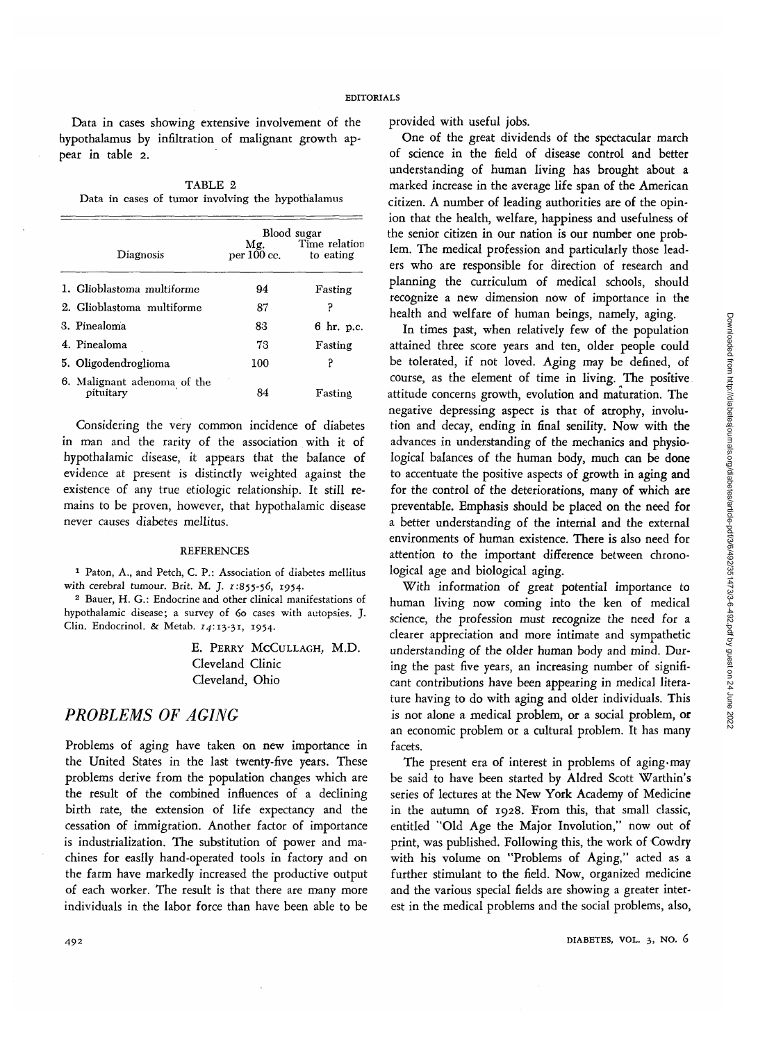Data in cases showing extensive involvement of the hypothalamus by infiltration of malignant growth appear in table 2.

TABLE 2
Data in cases of tumor involving the hypothalamus

| Diagnosis | Blood sugar Mg. per 100 cc. | Time relation to eating |
|---|---|---|
| 1. Glioblastoma multiforme | 94 | Fasting |
| 2. Glioblastoma multiforme | 87 | ? |
| 3. Pinealoma | 83 | 6 hr. p.c. |
| 4. Pinealoma | 73 | Fasting |
| 5. Oligodendroglioma | 100 | ? |
| 6. Malignant adenoma of the pituitary | 84 | Fasting |

Considering the very common incidence of diabetes in man and the rarity of the association with it of hypothalamic disease, it appears that the balance of evidence at present is distinctly weighted against the existence of any true etiologic relationship. It still remains to be proven, however, that hypothalamic disease never causes diabetes mellitus.

REFERENCES

[1] Paton, A., and Petch, C. P.: Association of diabetes mellitus with cerebral tumour. Brit. M. J. *1*:855-56, 1954.

[2] Bauer, H. G.: Endocrine and other clinical manifestations of hypothalamic disease; a survey of 60 cases with autopsies. J. Clin. Endocrinol. & Metab. *14*:13-31, 1954.

E. PERRY McCULLAGH, M.D.
Cleveland Clinic
Cleveland, Ohio

## *PROBLEMS OF AGING*

Problems of aging have taken on new importance in the United States in the last twenty-five years. These problems derive from the population changes which are the result of the combined influences of a declining birth rate, the extension of life expectancy and the cessation of immigration. Another factor of importance is industrialization. The substitution of power and machines for easily hand-operated tools in factory and on the farm have markedly increased the productive output of each worker. The result is that there are many more individuals in the labor force than have been able to be provided with useful jobs.

One of the great dividends of the spectacular march of science in the field of disease control and better understanding of human living has brought about a marked increase in the average life span of the American citizen. A number of leading authorities are of the opinion that the health, welfare, happiness and usefulness of the senior citizen in our nation is our number one problem. The medical profession and particularly those leaders who are responsible for direction of research and planning the curriculum of medical schools, should recognize a new dimension now of importance in the health and welfare of human beings, namely, aging.

In times past, when relatively few of the population attained three score years and ten, older people could be tolerated, if not loved. Aging may be defined, of course, as the element of time in living. The positive attitude concerns growth, evolution and maturation. The negative depressing aspect is that of atrophy, involution and decay, ending in final senility. Now with the advances in understanding of the mechanics and physiological balances of the human body, much can be done to accentuate the positive aspects of growth in aging and for the control of the deteriorations, many of which are preventable. Emphasis should be placed on the need for a better understanding of the internal and the external environments of human existence. There is also need for attention to the important difference between chronological age and biological aging.

With information of great potential importance to human living now coming into the ken of medical science, the profession must recognize the need for a clearer appreciation and more intimate and sympathetic understanding of the older human body and mind. During the past five years, an increasing number of significant contributions have been appearing in medical literature having to do with aging and older individuals. This is not alone a medical problem, or a social problem, or an economic problem or a cultural problem. It has many facets.

The present era of interest in problems of aging may be said to have been started by Aldred Scott Warthin's series of lectures at the New York Academy of Medicine in the autumn of 1928. From this, that small classic, entitled "Old Age the Major Involution," now out of print, was published. Following this, the work of Cowdry with his volume on "Problems of Aging," acted as a further stimulant to the field. Now, organized medicine and the various special fields are showing a greater interest in the medical problems and the social problems, also,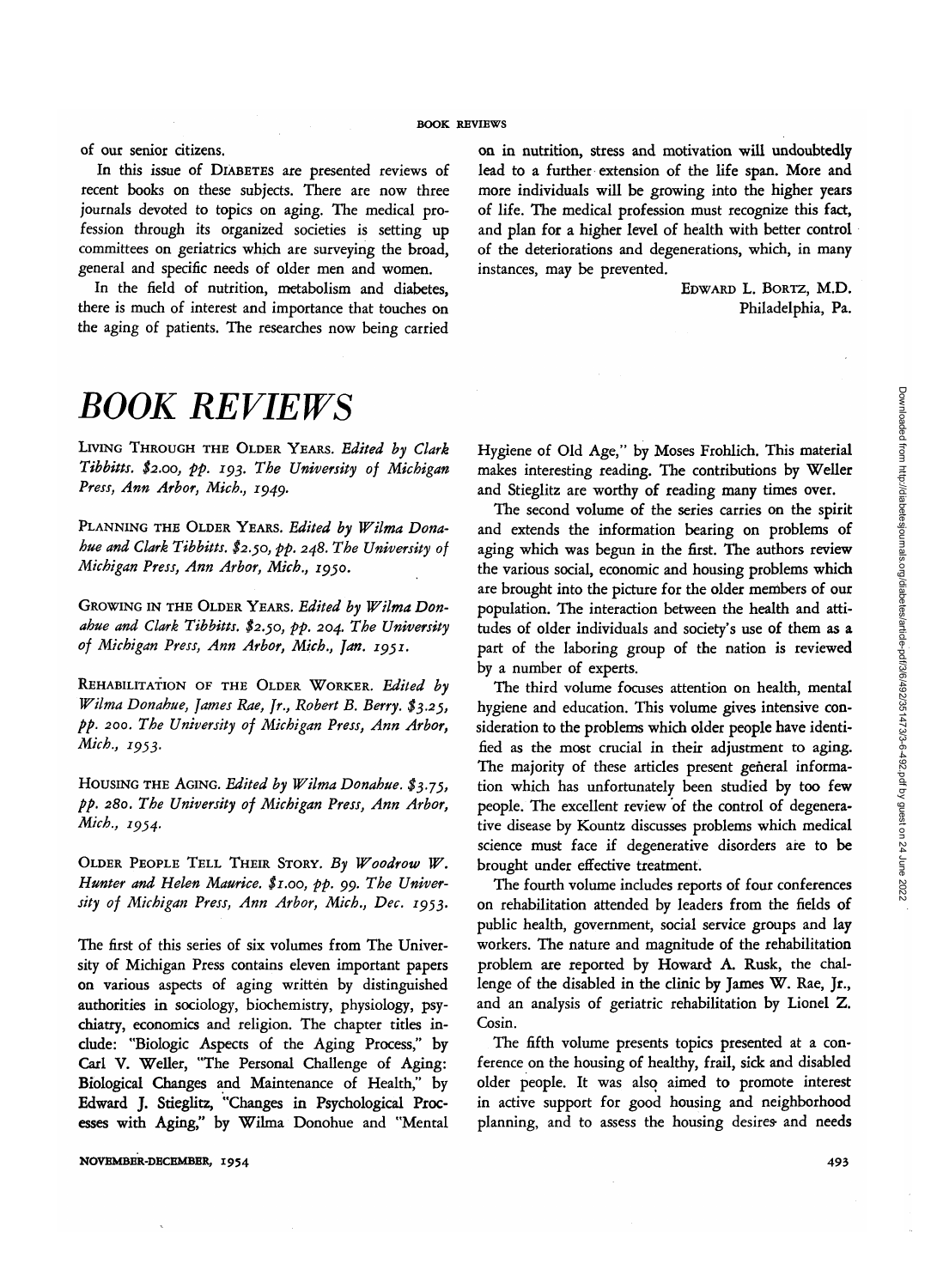of our senior citizens.

In this issue of DIABETES are presented reviews of recent books on these subjects. There are now three journals devoted to topics on aging. The medical profession through its organized societies is setting up committees on geriatrics which are surveying the broad, general and specific needs of older men and women.

In the field of nutrition, metabolism and diabetes, there is much of interest and importance that touches on the aging of patients. The researches now being carried on in nutrition, stress and motivation will undoubtedly lead to a further extension of the life span. More and more individuals will be growing into the higher years of life. The medical profession must recognize this fact, and plan for a higher level of health with better control of the deteriorations and degenerations, which, in many instances, may be prevented.

EDWARD L. BORTZ, M.D.
Philadelphia, Pa.

# BOOK REVIEWS

LIVING THROUGH THE OLDER YEARS. *Edited by Clark Tibbitts. $2.00, pp. 193. The University of Michigan Press, Ann Arbor, Mich., 1949.*

PLANNING THE OLDER YEARS. *Edited by Wilma Donahue and Clark Tibbitts. $2.50, pp. 248. The University of Michigan Press, Ann Arbor, Mich., 1950.*

GROWING IN THE OLDER YEARS. *Edited by Wilma Donahue and Clark Tibbitts. $2.50, pp. 204. The University of Michigan Press, Ann Arbor, Mich., Jan. 1951.*

REHABILITATION OF THE OLDER WORKER. *Edited by Wilma Donahue, James Rae, Jr., Robert B. Berry. $3.25, pp. 200. The University of Michigan Press, Ann Arbor, Mich., 1953.*

HOUSING THE AGING. *Edited by Wilma Donahue. $3.75, pp. 280. The University of Michigan Press, Ann Arbor, Mich., 1954.*

OLDER PEOPLE TELL THEIR STORY. *By Woodrow W. Hunter and Helen Maurice. $1.00, pp. 99. The University of Michigan Press, Ann Arbor, Mich., Dec. 1953.*

The first of this series of six volumes from The University of Michigan Press contains eleven important papers on various aspects of aging written by distinguished authorities in sociology, biochemistry, physiology, psychiatry, economics and religion. The chapter titles include: "Biologic Aspects of the Aging Process," by Carl V. Weller, "The Personal Challenge of Aging: Biological Changes and Maintenance of Health," by Edward J. Stieglitz, "Changes in Psychological Processes with Aging," by Wilma Donohue and "Mental Hygiene of Old Age," by Moses Frohlich. This material makes interesting reading. The contributions by Weller and Stieglitz are worthy of reading many times over.

The second volume of the series carries on the spirit and extends the information bearing on problems of aging which was begun in the first. The authors review the various social, economic and housing problems which are brought into the picture for the older members of our population. The interaction between the health and attitudes of older individuals and society's use of them as a part of the laboring group of the nation is reviewed by a number of experts.

The third volume focuses attention on health, mental hygiene and education. This volume gives intensive consideration to the problems which older people have identified as the most crucial in their adjustment to aging. The majority of these articles present general information which has unfortunately been studied by too few people. The excellent review of the control of degenerative disease by Kountz discusses problems which medical science must face if degenerative disorders are to be brought under effective treatment.

The fourth volume includes reports of four conferences on rehabilitation attended by leaders from the fields of public health, government, social service groups and lay workers. The nature and magnitude of the rehabilitation problem are reported by Howard A. Rusk, the challenge of the disabled in the clinic by James W. Rae, Jr., and an analysis of geriatric rehabilitation by Lionel Z. Cosin.

The fifth volume presents topics presented at a conference on the housing of healthy, frail, sick and disabled older people. It was also aimed to promote interest in active support for good housing and neighborhood planning, and to assess the housing desires and needs